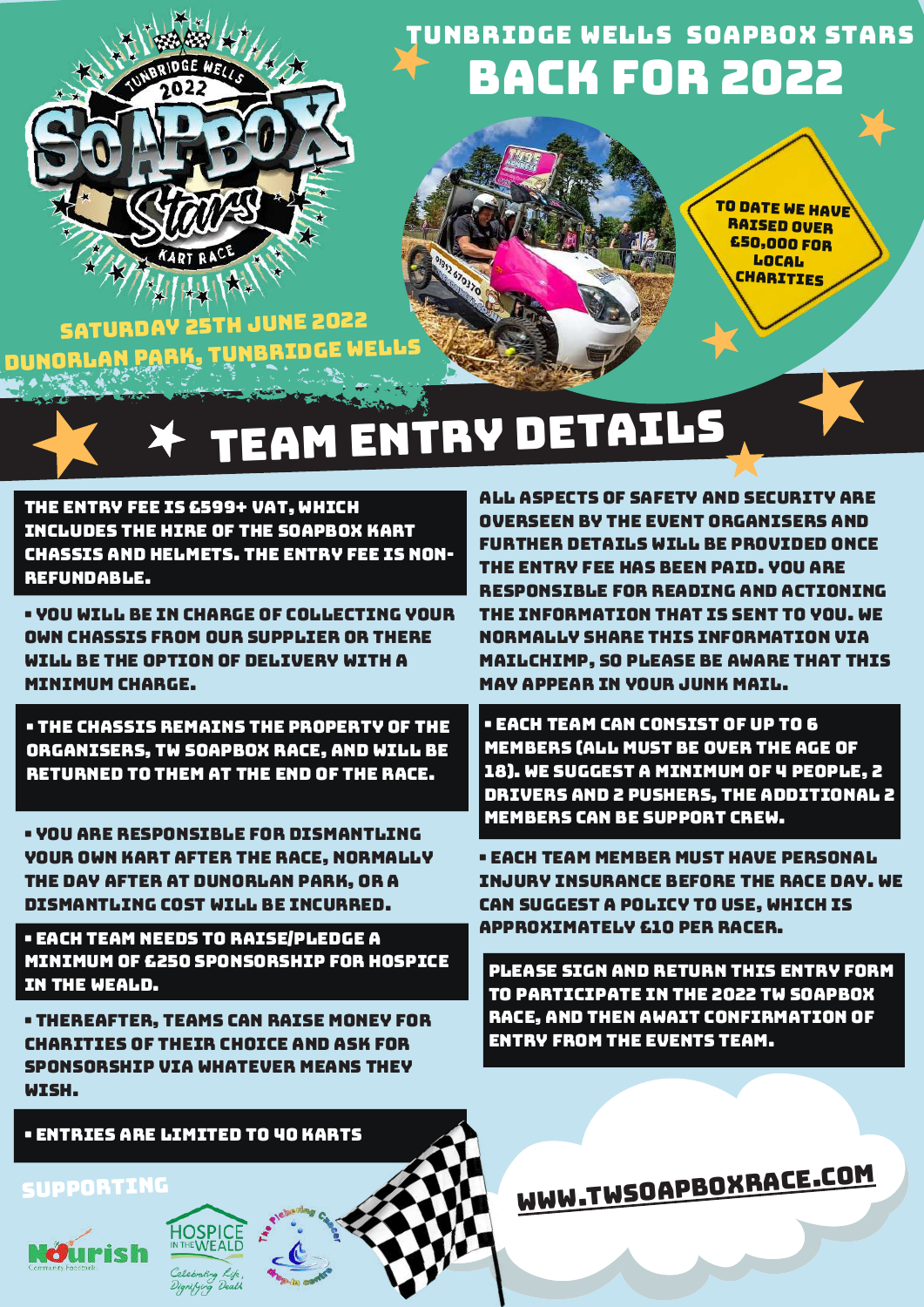# TUNBRIDGE WELLS SOAPBOX STARS BACK FOR 2022

TUNBRIDGE WELLS 2022 SOAPBOX Stars KART RACE

SATURDAY 25TH JUNE 2022
DUNORLAN PARK, TUNBRIDGE WELLS

TO DATE WE HAVE RAISED OVER £50,000 FOR LOCAL CHARITIES

## TEAM ENTRY DETAILS

**THE ENTRY FEE IS £599+ VAT, WHICH INCLUDES THE HIRE OF THE SOAPBOX KART CHASSIS AND HELMETS. THE ENTRY FEE IS NON-REFUNDABLE.**

- YOU WILL BE IN CHARGE OF COLLECTING YOUR OWN CHASSIS FROM OUR SUPPLIER OR THERE WILL BE THE OPTION OF DELIVERY WITH A MINIMUM CHARGE.
- THE CHASSIS REMAINS THE PROPERTY OF THE ORGANISERS, TW SOAPBOX RACE, AND WILL BE RETURNED TO THEM AT THE END OF THE RACE.
- YOU ARE RESPONSIBLE FOR DISMANTLING YOUR OWN KART AFTER THE RACE, NORMALLY THE DAY AFTER AT DUNORLAN PARK, OR A DISMANTLING COST WILL BE INCURRED.
- EACH TEAM NEEDS TO RAISE/PLEDGE A MINIMUM OF £250 SPONSORSHIP FOR HOSPICE IN THE WEALD.
- THEREAFTER, TEAMS CAN RAISE MONEY FOR CHARITIES OF THEIR CHOICE AND ASK FOR SPONSORSHIP VIA WHATEVER MEANS THEY WISH.
- ENTRIES ARE LIMITED TO 40 KARTS

ALL ASPECTS OF SAFETY AND SECURITY ARE OVERSEEN BY THE EVENT ORGANISERS AND FURTHER DETAILS WILL BE PROVIDED ONCE THE ENTRY FEE HAS BEEN PAID. YOU ARE RESPONSIBLE FOR READING AND ACTIONING THE INFORMATION THAT IS SENT TO YOU. WE NORMALLY SHARE THIS INFORMATION VIA MAILCHIMP, SO PLEASE BE AWARE THAT THIS MAY APPEAR IN YOUR JUNK MAIL.

- EACH TEAM CAN CONSIST OF UP TO 6 MEMBERS (ALL MUST BE OVER THE AGE OF 18). WE SUGGEST A MINIMUM OF 4 PEOPLE, 2 DRIVERS AND 2 PUSHERS, THE ADDITIONAL 2 MEMBERS CAN BE SUPPORT CREW.
- EACH TEAM MEMBER MUST HAVE PERSONAL INJURY INSURANCE BEFORE THE RACE DAY. WE CAN SUGGEST A POLICY TO USE, WHICH IS APPROXIMATELY £10 PER RACER.

**PLEASE SIGN AND RETURN THIS ENTRY FORM TO PARTICIPATE IN THE 2022 TW SOAPBOX RACE, AND THEN AWAIT CONFIRMATION OF ENTRY FROM THE EVENTS TEAM.**

SUPPORTING

Nourish Community Foodbank — Hospice in the Weald: Celebrating Life, Dignifying Death — The Pickering Cancer Drop-in Centre

WWW.TWSOAPBOXRACE.COM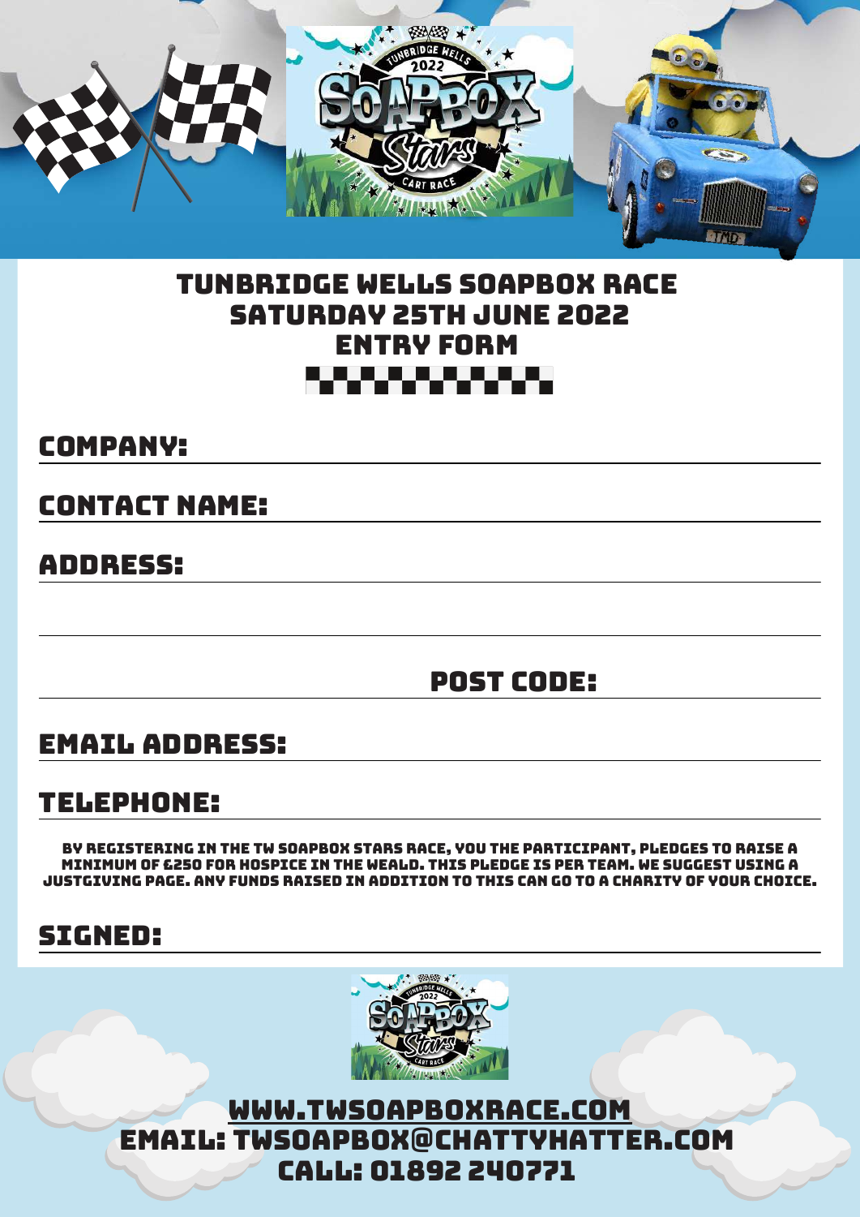# TUNBRIDGE WELLS SOAPBOX RACE
# SATURDAY 25TH JUNE 2022
# ENTRY FORM

**COMPANY:**

**CONTACT NAME:**

**ADDRESS:**

**POST CODE:**

**EMAIL ADDRESS:**

**TELEPHONE:**

BY REGISTERING IN THE TW SOAPBOX STARS RACE, YOU THE PARTICIPANT, PLEDGES TO RAISE A MINIMUM OF £250 FOR HOSPICE IN THE WEALD. THIS PLEDGE IS PER TEAM. WE SUGGEST USING A JUSTGIVING PAGE. ANY FUNDS RAISED IN ADDITION TO THIS CAN GO TO A CHARITY OF YOUR CHOICE.

**SIGNED:**

WWW.TWSOAPBOXRACE.COM
EMAIL: TWSOAPBOX@CHATTYHATTER.COM
CALL: 01892 240771